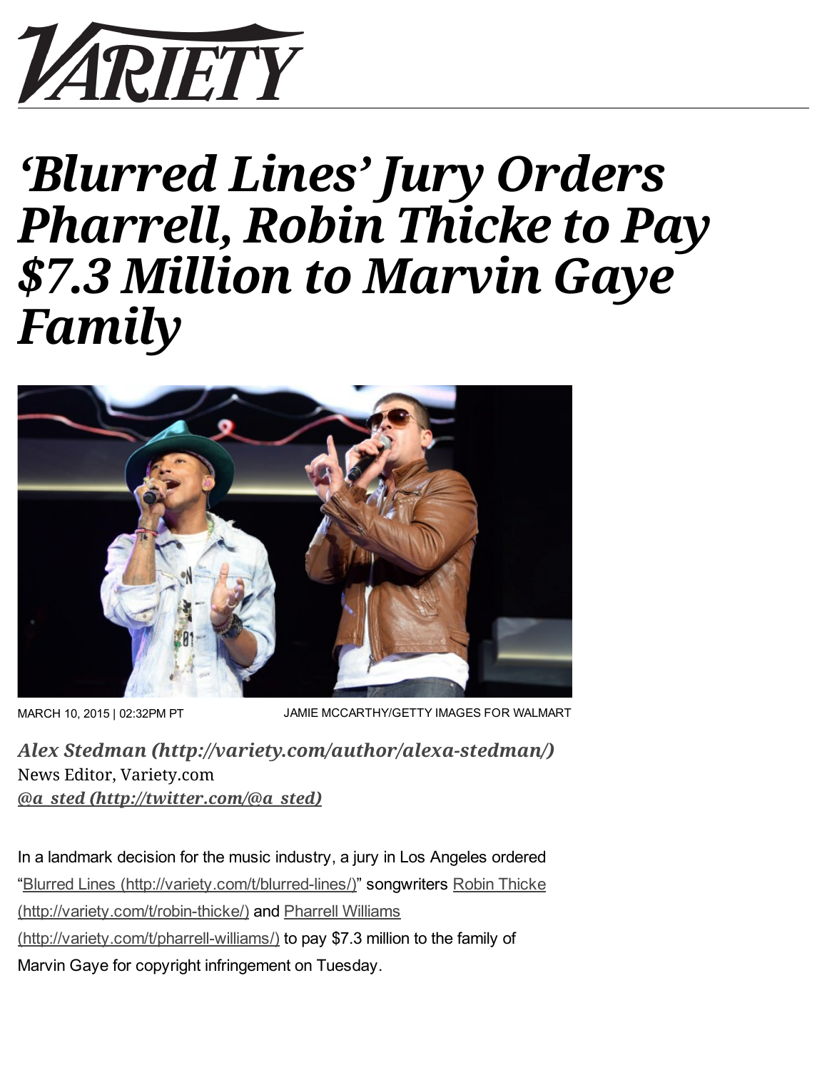# ‘Blurred Lines’ Jury Orders Pharrell, Robin Thicke to Pay $7.3 Million to Marvin Gaye Family

MARCH 10, 2015 | 02:32PM PT

JAMIE MCCARTHY/GETTY IMAGES FOR WALMART

*Alex Stedman (http://variety.com/author/alexa-stedman/)*
News Editor, Variety.com
*@a_sted (http://twitter.com/@a_sted)*

In a landmark decision for the music industry, a jury in Los Angeles ordered “Blurred Lines (http://variety.com/t/blurred-lines/)” songwriters Robin Thicke (http://variety.com/t/robin-thicke/) and Pharrell Williams (http://variety.com/t/pharrell-williams/) to pay $7.3 million to the family of Marvin Gaye for copyright infringement on Tuesday.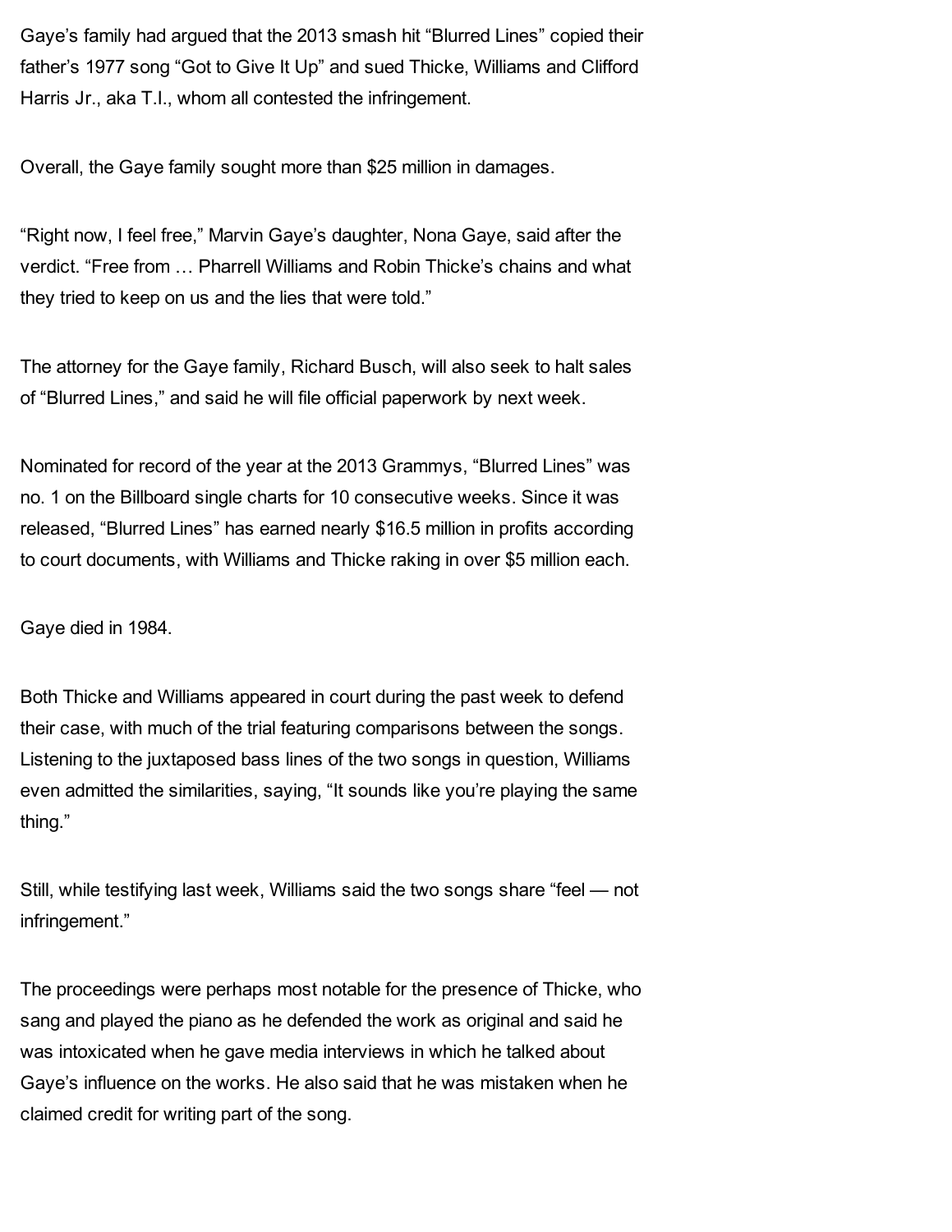Gaye's family had argued that the 2013 smash hit "Blurred Lines" copied their father's 1977 song "Got to Give It Up" and sued Thicke, Williams and Clifford Harris Jr., aka T.I., whom all contested the infringement.

Overall, the Gaye family sought more than $25 million in damages.

"Right now, I feel free," Marvin Gaye's daughter, Nona Gaye, said after the verdict. "Free from … Pharrell Williams and Robin Thicke's chains and what they tried to keep on us and the lies that were told."

The attorney for the Gaye family, Richard Busch, will also seek to halt sales of "Blurred Lines," and said he will file official paperwork by next week.

Nominated for record of the year at the 2013 Grammys, "Blurred Lines" was no. 1 on the Billboard single charts for 10 consecutive weeks. Since it was released, "Blurred Lines" has earned nearly $16.5 million in profits according to court documents, with Williams and Thicke raking in over $5 million each.

Gaye died in 1984.

Both Thicke and Williams appeared in court during the past week to defend their case, with much of the trial featuring comparisons between the songs. Listening to the juxtaposed bass lines of the two songs in question, Williams even admitted the similarities, saying, "It sounds like you're playing the same thing."

Still, while testifying last week, Williams said the two songs share "feel — not infringement."

The proceedings were perhaps most notable for the presence of Thicke, who sang and played the piano as he defended the work as original and said he was intoxicated when he gave media interviews in which he talked about Gaye's influence on the works. He also said that he was mistaken when he claimed credit for writing part of the song.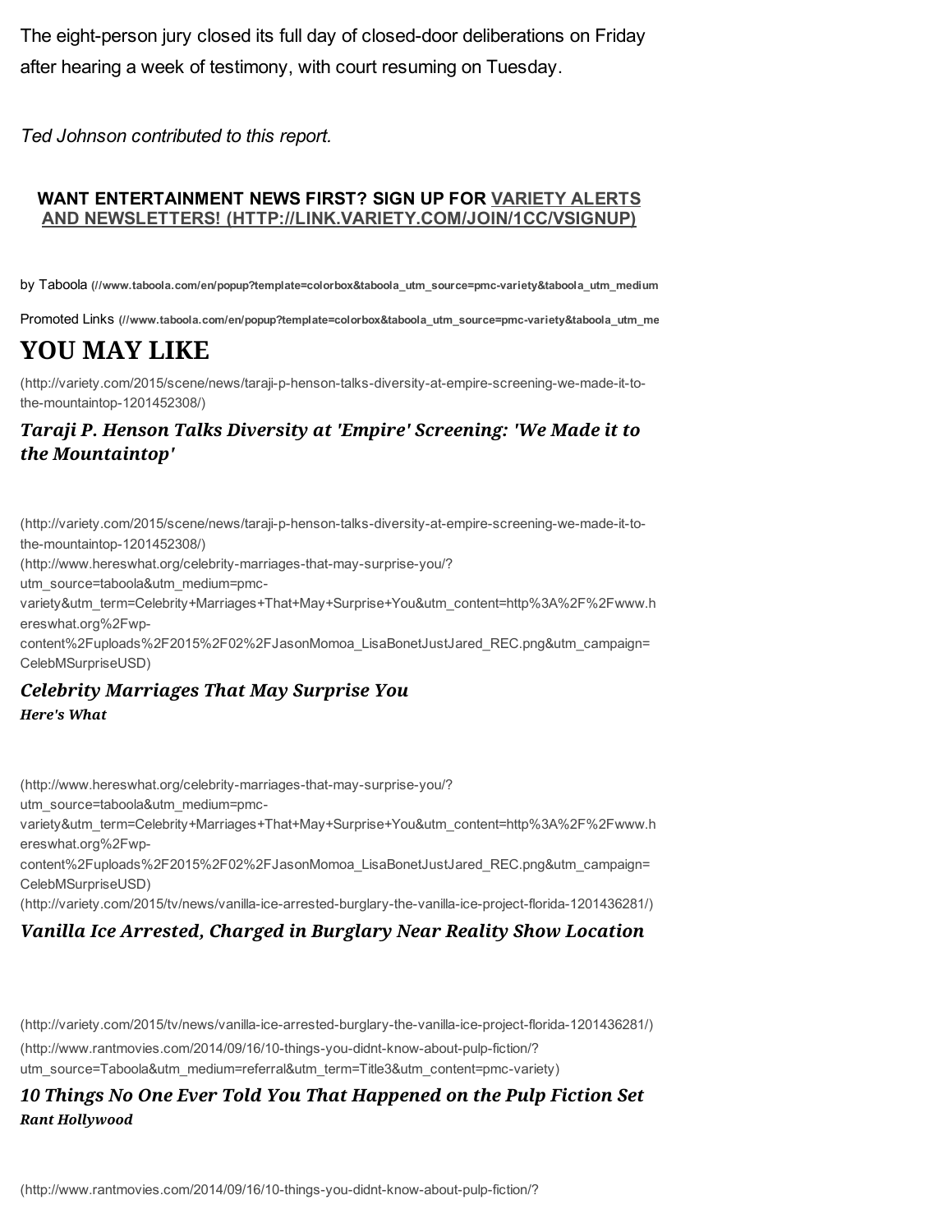The eight-person jury closed its full day of closed-door deliberations on Friday after hearing a week of testimony, with court resuming on Tuesday.

*Ted Johnson contributed to this report.*

**WANT ENTERTAINMENT NEWS FIRST? SIGN UP FOR VARIETY ALERTS AND NEWSLETTERS! (HTTP://LINK.VARIETY.COM/JOIN/1CC/VSIGNUP)**

by Taboola (//www.taboola.com/en/popup?template=colorbox&taboola_utm_source=pmc-variety&taboola_utm_medium

Promoted Links (//www.taboola.com/en/popup?template=colorbox&taboola_utm_source=pmc-variety&taboola_utm_me

# YOU MAY LIKE

(http://variety.com/2015/scene/news/taraji-p-henson-talks-diversity-at-empire-screening-we-made-it-to-the-mountaintop-1201452308/)

### *Taraji P. Henson Talks Diversity at 'Empire' Screening: 'We Made it to the Mountaintop'*

(http://variety.com/2015/scene/news/taraji-p-henson-talks-diversity-at-empire-screening-we-made-it-to-the-mountaintop-1201452308/)

(http://www.hereswhat.org/celebrity-marriages-that-may-surprise-you/?utm_source=taboola&utm_medium=pmc-variety&utm_term=Celebrity+Marriages+That+May+Surprise+You&utm_content=http%3A%2F%2Fwww.hereswhat.org%2Fwp-content%2Fuploads%2F2015%2F02%2FJasonMomoa_LisaBonetJustJared_REC.png&utm_campaign=CelebMSurpriseUSD)

### *Celebrity Marriages That May Surprise You*

***Here's What***

(http://www.hereswhat.org/celebrity-marriages-that-may-surprise-you/?utm_source=taboola&utm_medium=pmc-variety&utm_term=Celebrity+Marriages+That+May+Surprise+You&utm_content=http%3A%2F%2Fwww.hereswhat.org%2Fwp-content%2Fuploads%2F2015%2F02%2FJasonMomoa_LisaBonetJustJared_REC.png&utm_campaign=CelebMSurpriseUSD)

(http://variety.com/2015/tv/news/vanilla-ice-arrested-burglary-the-vanilla-ice-project-florida-1201436281/)

### *Vanilla Ice Arrested, Charged in Burglary Near Reality Show Location*

(http://variety.com/2015/tv/news/vanilla-ice-arrested-burglary-the-vanilla-ice-project-florida-1201436281/)

(http://www.rantmovies.com/2014/09/16/10-things-you-didnt-know-about-pulp-fiction/?utm_source=Taboola&utm_medium=referral&utm_term=Title3&utm_content=pmc-variety)

### *10 Things No One Ever Told You That Happened on the Pulp Fiction Set*

***Rant Hollywood***

(http://www.rantmovies.com/2014/09/16/10-things-you-didnt-know-about-pulp-fiction/?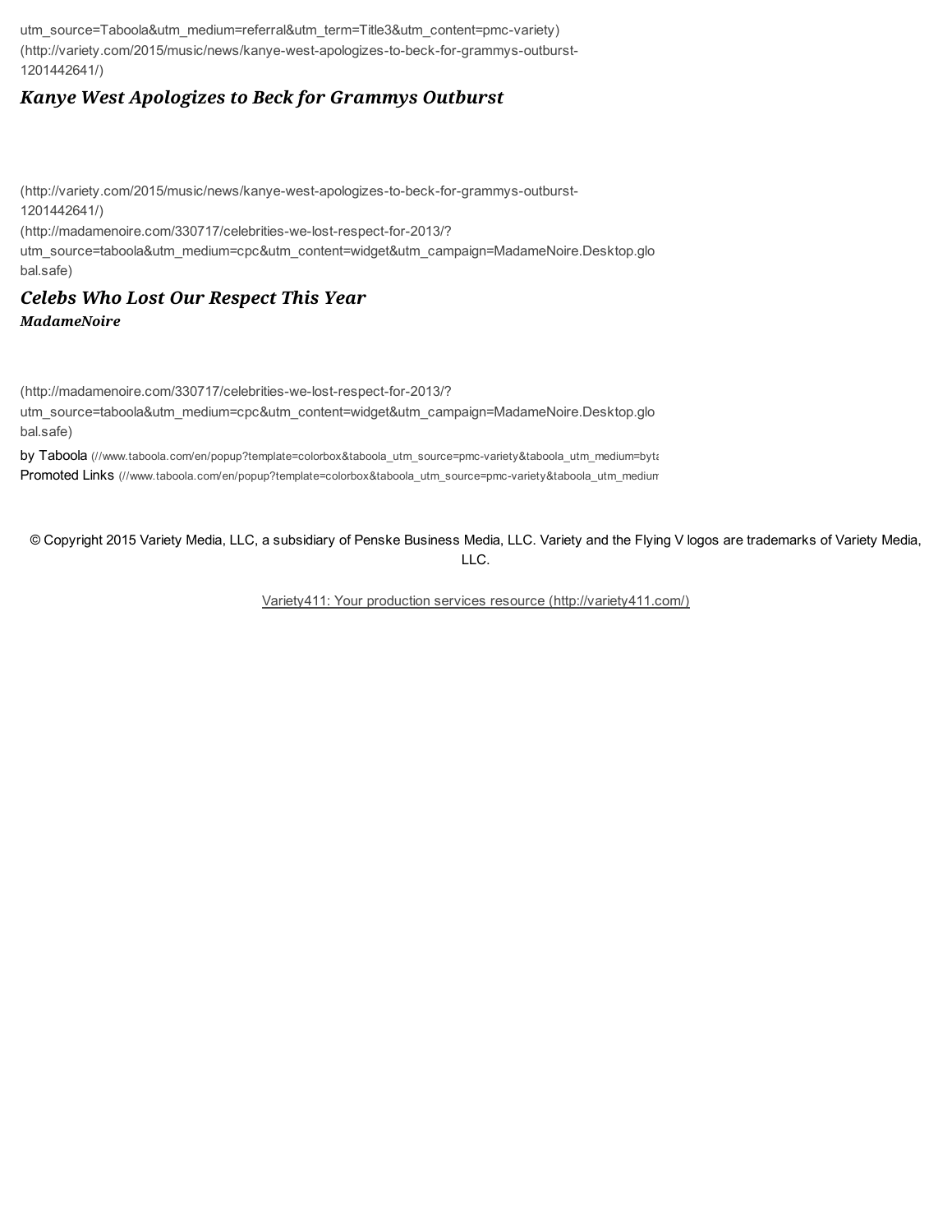utm_source=Taboola&utm_medium=referral&utm_term=Title3&utm_content=pmc-variety)
(http://variety.com/2015/music/news/kanye-west-apologizes-to-beck-for-grammys-outburst-1201442641/)

### *Kanye West Apologizes to Beck for Grammys Outburst*

(http://variety.com/2015/music/news/kanye-west-apologizes-to-beck-for-grammys-outburst-1201442641/)
(http://madamenoire.com/330717/celebrities-we-lost-respect-for-2013/?utm_source=taboola&utm_medium=cpc&utm_content=widget&utm_campaign=MadameNoire.Desktop.global.safe)

### *Celebs Who Lost Our Respect This Year*

***MadameNoire***

(http://madamenoire.com/330717/celebrities-we-lost-respect-for-2013/?utm_source=taboola&utm_medium=cpc&utm_content=widget&utm_campaign=MadameNoire.Desktop.global.safe)

by Taboola (//www.taboola.com/en/popup?template=colorbox&taboola_utm_source=pmc-variety&taboola_utm_medium=byta
Promoted Links (//www.taboola.com/en/popup?template=colorbox&taboola_utm_source=pmc-variety&taboola_utm_medium

© Copyright 2015 Variety Media, LLC, a subsidiary of Penske Business Media, LLC. Variety and the Flying V logos are trademarks of Variety Media, LLC.

Variety411: Your production services resource (http://variety411.com/)